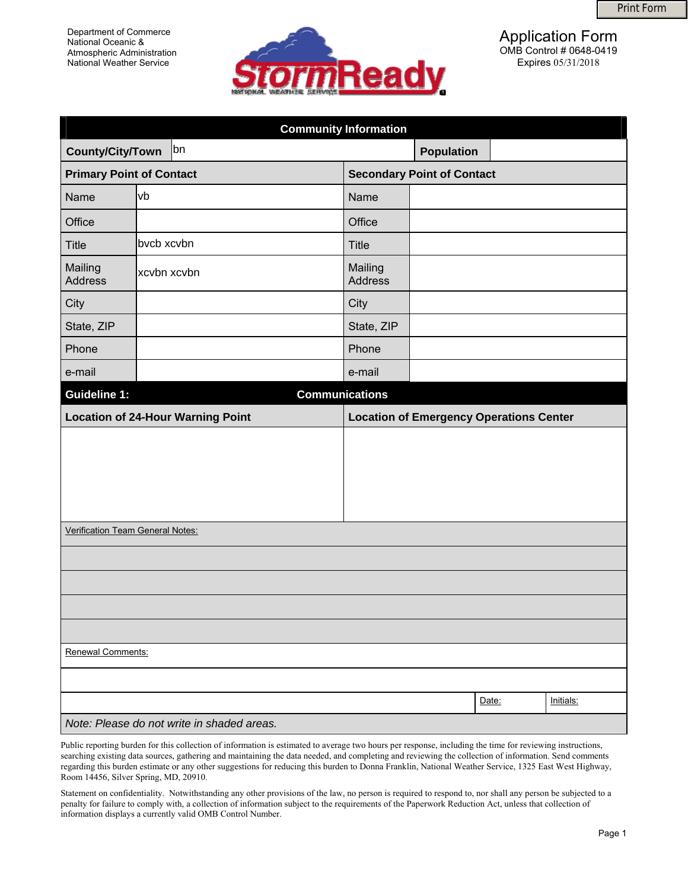Print Form

Department of Commerce
National Oceanic &
Atmospheric Administration
National Weather Service

StormReady
NATIONAL WEATHER SERVICE

# Application Form

OMB Control # 0648-0419
Expires 05/31/2018

## Community Information

| County/City/Town | bn | Population | |
|---|---|---|---|

| Primary Point of Contact | | Secondary Point of Contact | |
|---|---|---|---|
| Name | vb | Name | |
| Office | | Office | |
| Title | bvcb xcvbn | Title | |
| Mailing Address | xcvbn xcvbn | Mailing Address | |
| City | | City | |
| State, ZIP | | State, ZIP | |
| Phone | | Phone | |
| e-mail | | e-mail | |

## Guideline 1: Communications

| Location of 24-Hour Warning Point | Location of Emergency Operations Center |
|---|---|
| | |

Verification Team General Notes:

Renewal Comments:

| | Date: | Initials: |
|---|---|---|

*Note: Please do not write in shaded areas.*

Public reporting burden for this collection of information is estimated to average two hours per response, including the time for reviewing instructions, searching existing data sources, gathering and maintaining the data needed, and completing and reviewing the collection of information. Send comments regarding this burden estimate or any other suggestions for reducing this burden to Donna Franklin, National Weather Service, 1325 East West Highway, Room 14456, Silver Spring, MD, 20910.

Statement on confidentiality. Notwithstanding any other provisions of the law, no person is required to respond to, nor shall any person be subjected to a penalty for failure to comply with, a collection of information subject to the requirements of the Paperwork Reduction Act, unless that collection of information displays a currently valid OMB Control Number.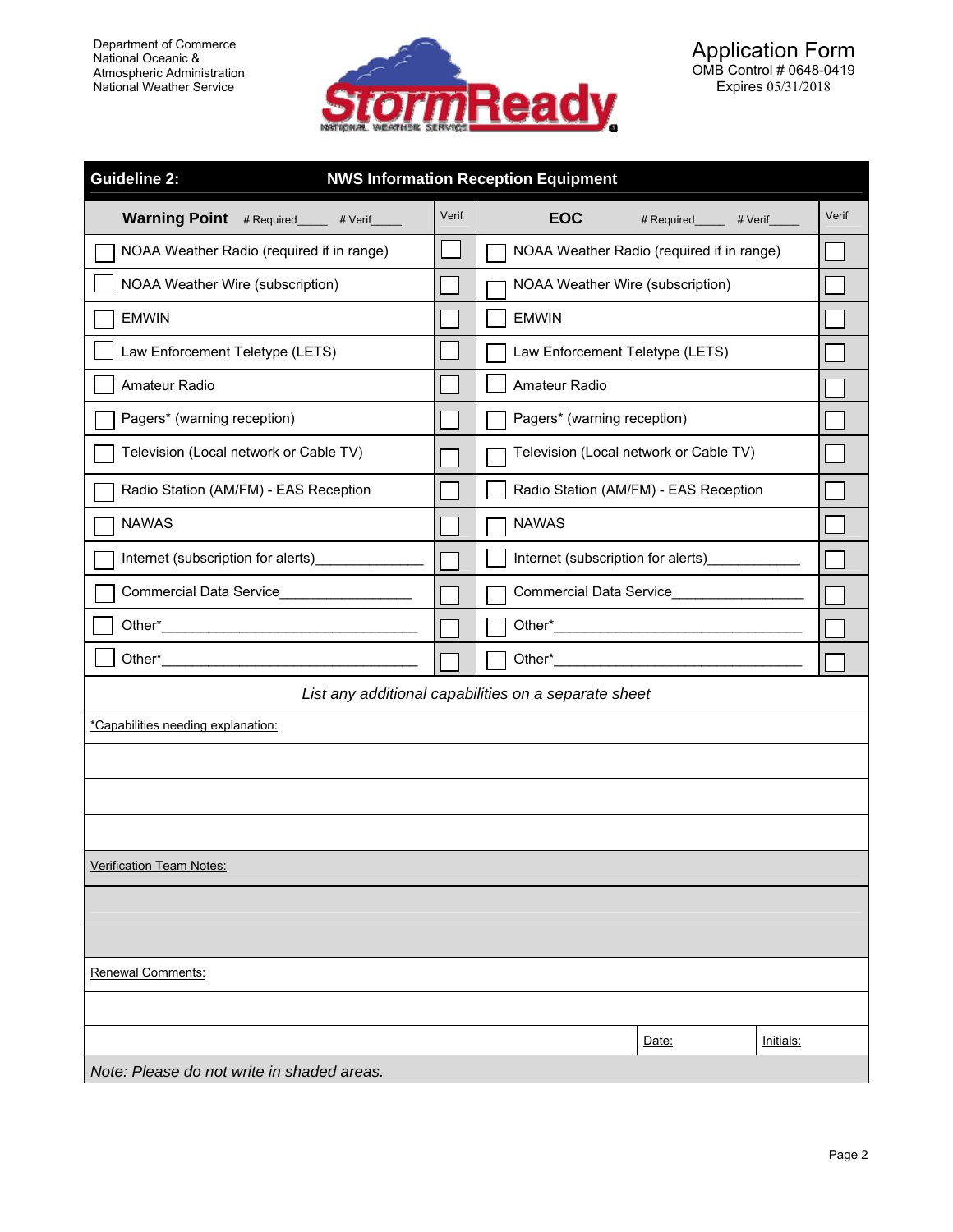Department of Commerce
National Oceanic &
Atmospheric Administration
National Weather Service

StormReady
NATIONAL WEATHER SERVICE

# Application Form
OMB Control # 0648-0419
Expires 05/31/2018

## Guideline 2: NWS Information Reception Equipment

| Warning Point # Required_____ # Verif_____ | Verif | EOC # Required_____ # Verif_____ | Verif |
|---|---|---|---|
| ☐ NOAA Weather Radio (required if in range) | ☐ | ☐ NOAA Weather Radio (required if in range) | ☐ |
| ☐ NOAA Weather Wire (subscription) | ☐ | ☐ NOAA Weather Wire (subscription) | ☐ |
| ☐ EMWIN | ☐ | ☐ EMWIN | ☐ |
| ☐ Law Enforcement Teletype (LETS) | ☐ | ☐ Law Enforcement Teletype (LETS) | ☐ |
| ☐ Amateur Radio | ☐ | ☐ Amateur Radio | ☐ |
| ☐ Pagers* (warning reception) | ☐ | ☐ Pagers* (warning reception) | ☐ |
| ☐ Television (Local network or Cable TV) | ☐ | ☐ Television (Local network or Cable TV) | ☐ |
| ☐ Radio Station (AM/FM) - EAS Reception | ☐ | ☐ Radio Station (AM/FM) - EAS Reception | ☐ |
| ☐ NAWAS | ☐ | ☐ NAWAS | ☐ |
| ☐ Internet (subscription for alerts)______________ | ☐ | ☐ Internet (subscription for alerts)____________ | ☐ |
| ☐ Commercial Data Service_________________ | ☐ | ☐ Commercial Data Service_________________ | ☐ |
| ☐ Other*_________________________________ | ☐ | ☐ Other*_______________________________ | ☐ |
| ☐ Other*_________________________________ | ☐ | ☐ Other*_______________________________ | ☐ |

*List any additional capabilities on a separate sheet*

*Capabilities needing explanation:

Verification Team Notes:

Renewal Comments:

Date: Initials:

*Note: Please do not write in shaded areas.*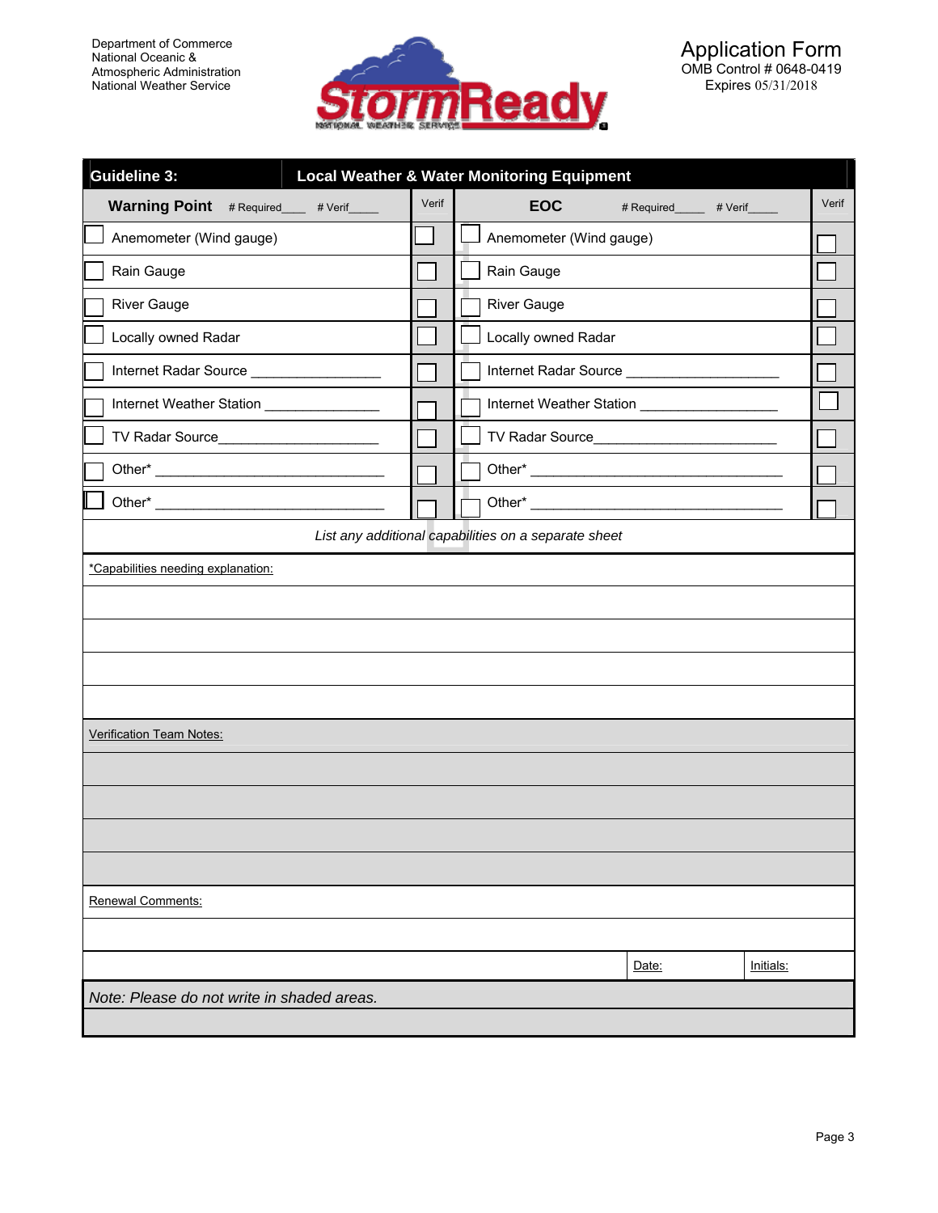Department of Commerce
National Oceanic & Atmospheric Administration
National Weather Service

StormReady

**Application Form**
OMB Control # 0648-0419
Expires 05/31/2018

| **Guideline 3:** | **Local Weather & Water Monitoring Equipment** | | |
|---|---|---|---|
| **Warning Point** # Required____ # Verif_____ | Verif | **EOC** # Required_____ # Verif_____ | Verif |
| ☐ Anemometer (Wind gauge) | ☐ | ☐ Anemometer (Wind gauge) | ☐ |
| ☐ Rain Gauge | ☐ | ☐ Rain Gauge | ☐ |
| ☐ River Gauge | ☐ | ☐ River Gauge | ☐ |
| ☐ Locally owned Radar | ☐ | ☐ Locally owned Radar | ☐ |
| ☐ Internet Radar Source _________________ | ☐ | ☐ Internet Radar Source ____________________ | ☐ |
| ☐ Internet Weather Station _______________ | ☐ | ☐ Internet Weather Station __________________ | ☐ |
| ☐ TV Radar Source_____________________ | ☐ | ☐ TV Radar Source________________________ | ☐ |
| ☐ Other* _____________________________ | ☐ | ☐ Other* ________________________________ | ☐ |
| ☐ Other* _____________________________ | ☐ | ☐ Other* ________________________________ | ☐ |

*List any additional capabilities on a separate sheet*

*Capabilities needing explanation:

Verification Team Notes:

Renewal Comments:

| | Date: | Initials: |
|---|---|---|

*Note: Please do not write in shaded areas.*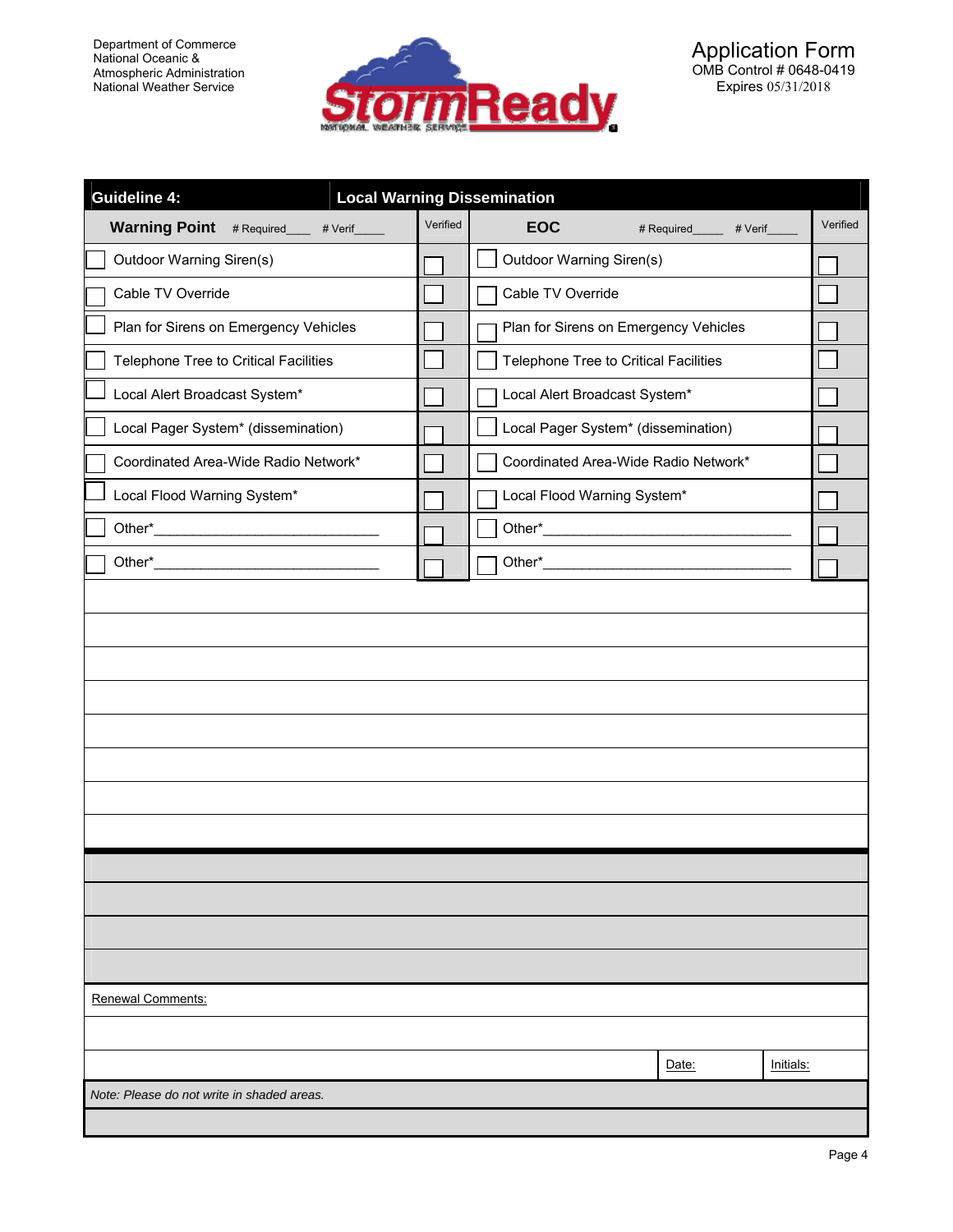Department of Commerce
National Oceanic & Atmospheric Administration
National Weather Service

**StormReady** NATIONAL WEATHER SERVICE

Application Form
OMB Control # 0648-0419
Expires 05/31/2018

| **Guideline 4:** | **Local Warning Dissemination** | | |
|---|---|---|---|
| **Warning Point** # Required____ # Verif_____ | Verified | **EOC** # Required_____ # Verif_____ | Verified |
| ☐ Outdoor Warning Siren(s) | ☐ | ☐ Outdoor Warning Siren(s) | ☐ |
| ☐ Cable TV Override | ☐ | ☐ Cable TV Override | ☐ |
| ☐ Plan for Sirens on Emergency Vehicles | ☐ | ☐ Plan for Sirens on Emergency Vehicles | ☐ |
| ☐ Telephone Tree to Critical Facilities | ☐ | ☐ Telephone Tree to Critical Facilities | ☐ |
| ☐ Local Alert Broadcast System* | ☐ | ☐ Local Alert Broadcast System* | ☐ |
| ☐ Local Pager System* (dissemination) | ☐ | ☐ Local Pager System* (dissemination) | ☐ |
| ☐ Coordinated Area-Wide Radio Network* | ☐ | ☐ Coordinated Area-Wide Radio Network* | ☐ |
| ☐ Local Flood Warning System* | ☐ | ☐ Local Flood Warning System* | ☐ |
| ☐ Other*_____________________________ | ☐ | ☐ Other*_______________________________ | ☐ |
| ☐ Other*_____________________________ | ☐ | ☐ Other*_______________________________ | ☐ |

Renewal Comments:

| | Date: | Initials: |
|---|---|---|

*Note: Please do not write in shaded areas.*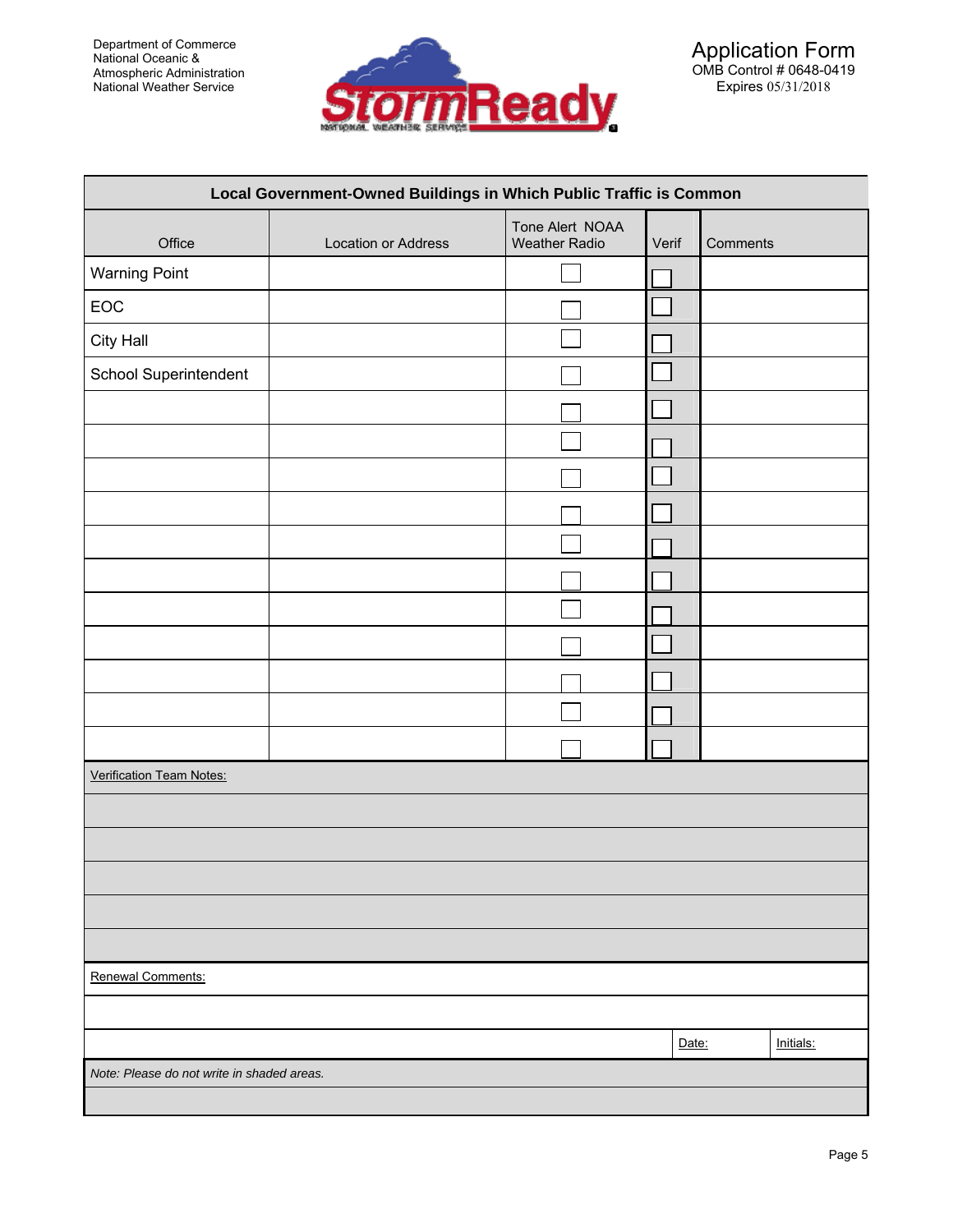Department of Commerce
National Oceanic &
Atmospheric Administration
National Weather Service

**Application Form**
OMB Control # 0648-0419
Expires 05/31/2018

| **Local Government-Owned Buildings in Which Public Traffic is Common** | | | | |
|---|---|---|---|---|
| Office | Location or Address | Tone Alert NOAA Weather Radio | Verif | Comments |
| Warning Point | | ☐ | ☐ | |
| EOC | | ☐ | ☐ | |
| City Hall | | ☐ | ☐ | |
| School Superintendent | | ☐ | ☐ | |
| | | ☐ | ☐ | |
| | | ☐ | ☐ | |
| | | ☐ | ☐ | |
| | | ☐ | ☐ | |
| | | ☐ | ☐ | |
| | | ☐ | ☐ | |
| | | ☐ | ☐ | |
| | | ☐ | ☐ | |
| | | ☐ | ☐ | |
| | | ☐ | ☐ | |
| | | ☐ | ☐ | |

Verification Team Notes:

Renewal Comments:

Date: Initials:

*Note: Please do not write in shaded areas.*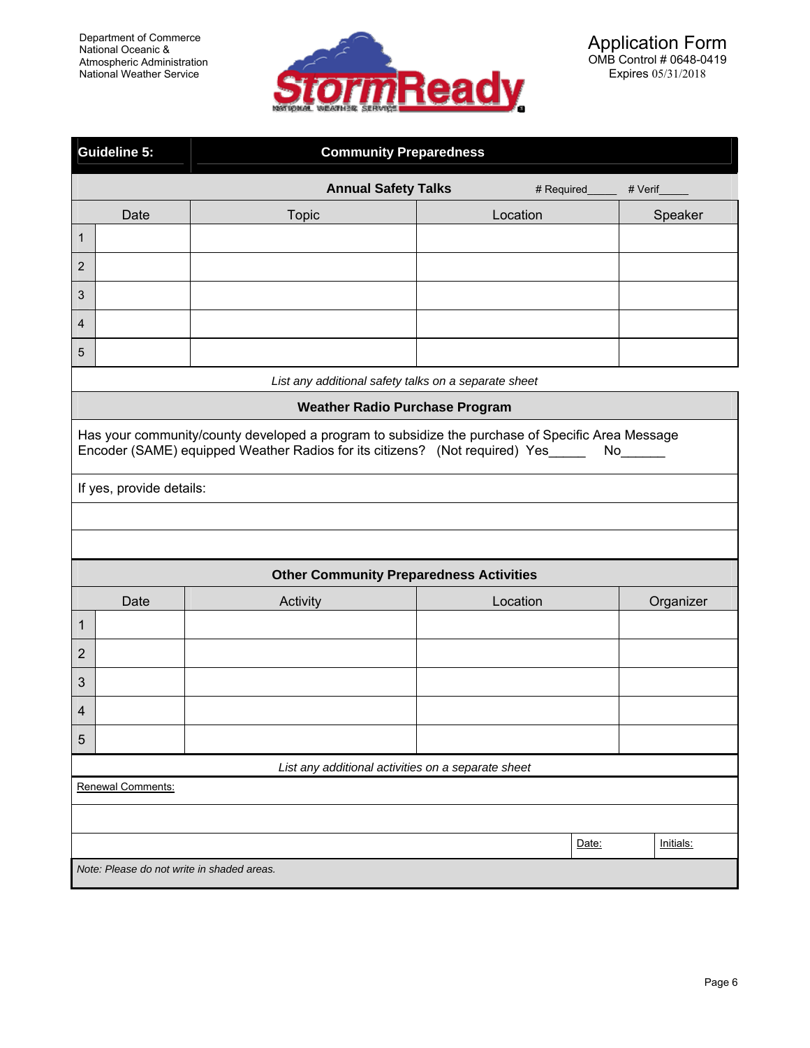Department of Commerce
National Oceanic &
Atmospheric Administration
National Weather Service

StormReady
NATIONAL WEATHER SERVICE

Application Form
OMB Control # 0648-0419
Expires 05/31/2018

## Guideline 5: Community Preparedness

### Annual Safety Talks

\# Required_____ # Verif_____

| | Date | Topic | Location | Speaker |
|---|---|---|---|---|
| 1 | | | | |
| 2 | | | | |
| 3 | | | | |
| 4 | | | | |
| 5 | | | | |

*List any additional safety talks on a separate sheet*

### Weather Radio Purchase Program

Has your community/county developed a program to subsidize the purchase of Specific Area Message Encoder (SAME) equipped Weather Radios for its citizens? (Not required) Yes_____ No______

If yes, provide details:

### Other Community Preparedness Activities

| | Date | Activity | Location | Organizer |
|---|---|---|---|---|
| 1 | | | | |
| 2 | | | | |
| 3 | | | | |
| 4 | | | | |
| 5 | | | | |

*List any additional activities on a separate sheet*

Renewal Comments:

Date: Initials:

*Note: Please do not write in shaded areas.*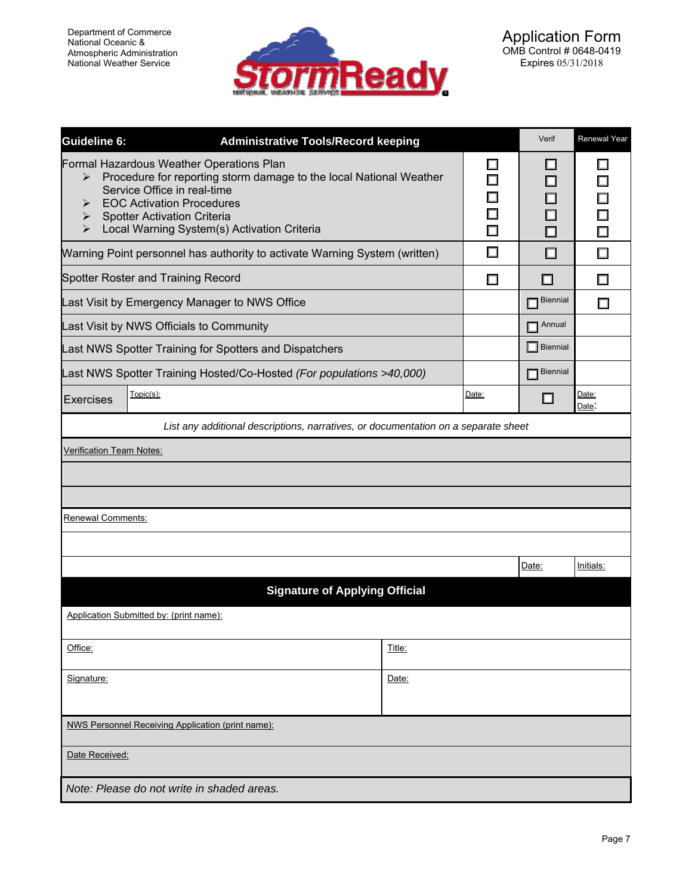Department of Commerce
National Oceanic &
Atmospheric Administration
National Weather Service

**StormReady**
NATIONAL WEATHER SERVICE

# Application Form
OMB Control # 0648-0419
Expires 05/31/2018

| **Guideline 6:** **Administrative Tools/Record keeping** | | | Verif | Renewal Year |
|---|---|---|---|---|
| Formal Hazardous Weather Operations Plan | | ☐ | ☐ | ☐ |
| ➢ Procedure for reporting storm damage to the local National Weather Service Office in real-time | | ☐ | ☐ | ☐ |
| ➢ EOC Activation Procedures | | ☐ | ☐ | ☐ |
| ➢ Spotter Activation Criteria | | ☐ | ☐ | ☐ |
| ➢ Local Warning System(s) Activation Criteria | | ☐ | ☐ | ☐ |
| Warning Point personnel has authority to activate Warning System (written) | | ☐ | ☐ | ☐ |
| Spotter Roster and Training Record | | ☐ | ☐ | ☐ |
| Last Visit by Emergency Manager to NWS Office | | | ☐ Biennial | ☐ |
| Last Visit by NWS Officials to Community | | | ☐ Annual | |
| Last NWS Spotter Training for Spotters and Dispatchers | | | ☐ Biennial | |
| Last NWS Spotter Training Hosted/Co-Hosted *(For populations >40,000)* | | | ☐ Biennial | |
| Exercises | Topic(s): | Date: | ☐ | Date: Date: |

*List any additional descriptions, narratives, or documentation on a separate sheet*

Verification Team Notes:

Renewal Comments:

Date: Initials:

## Signature of Applying Official

Application Submitted by: (print name):

| Office: | Title: |
|---|---|
| Signature: | Date: |

NWS Personnel Receiving Application (print name):

Date Received:

*Note: Please do not write in shaded areas.*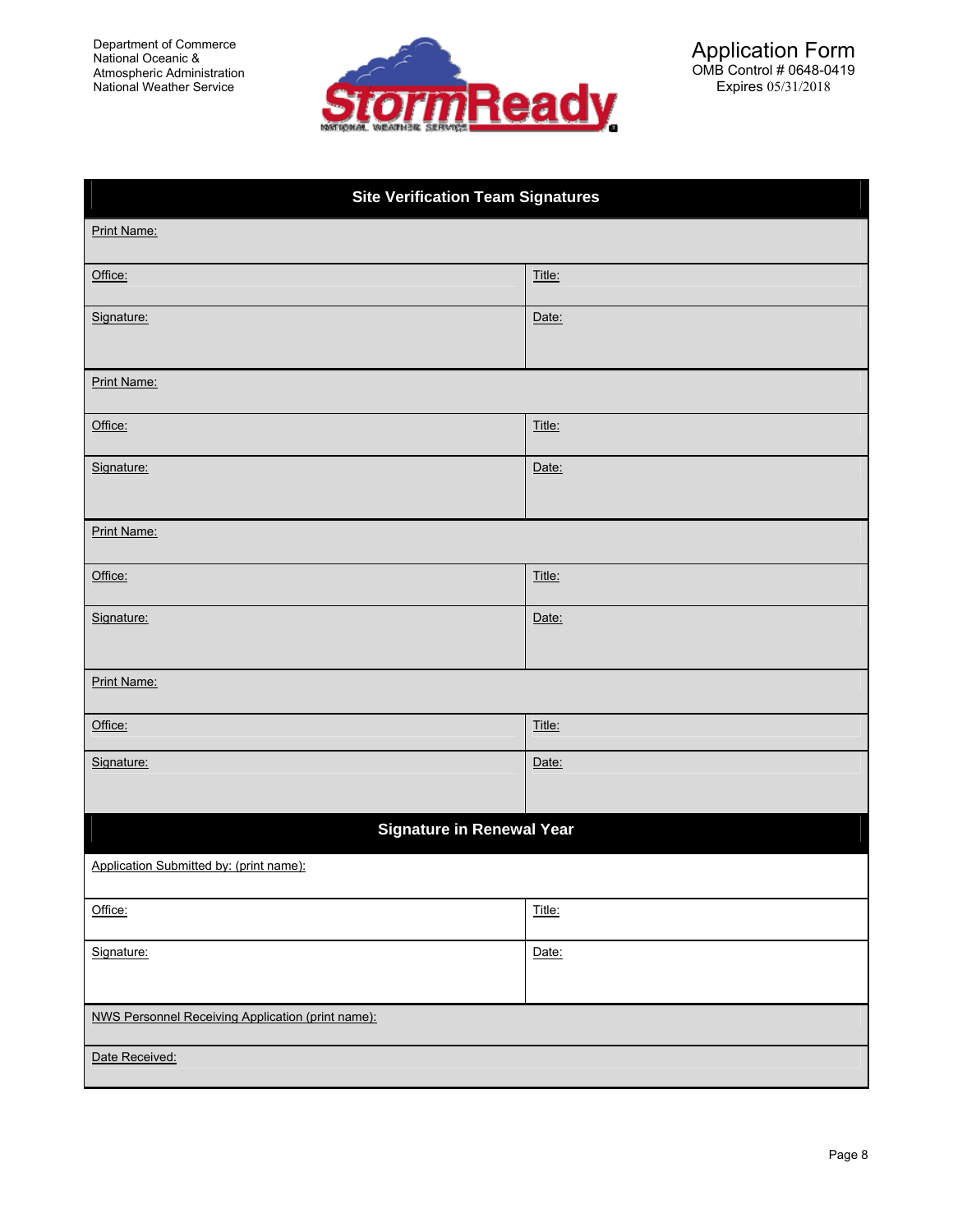Department of Commerce
National Oceanic &
Atmospheric Administration
National Weather Service

# Application Form

OMB Control # 0648-0419
Expires 05/31/2018

## Site Verification Team Signatures

| | |
|---|---|
| Print Name: | |
| Office: | Title: |
| Signature: | Date: |
| Print Name: | |
| Office: | Title: |
| Signature: | Date: |
| Print Name: | |
| Office: | Title: |
| Signature: | Date: |
| Print Name: | |
| Office: | Title: |
| Signature: | Date: |

## Signature in Renewal Year

| | |
|---|---|
| Application Submitted by: (print name): | |
| Office: | Title: |
| Signature: | Date: |
| NWS Personnel Receiving Application (print name): | |
| Date Received: | |